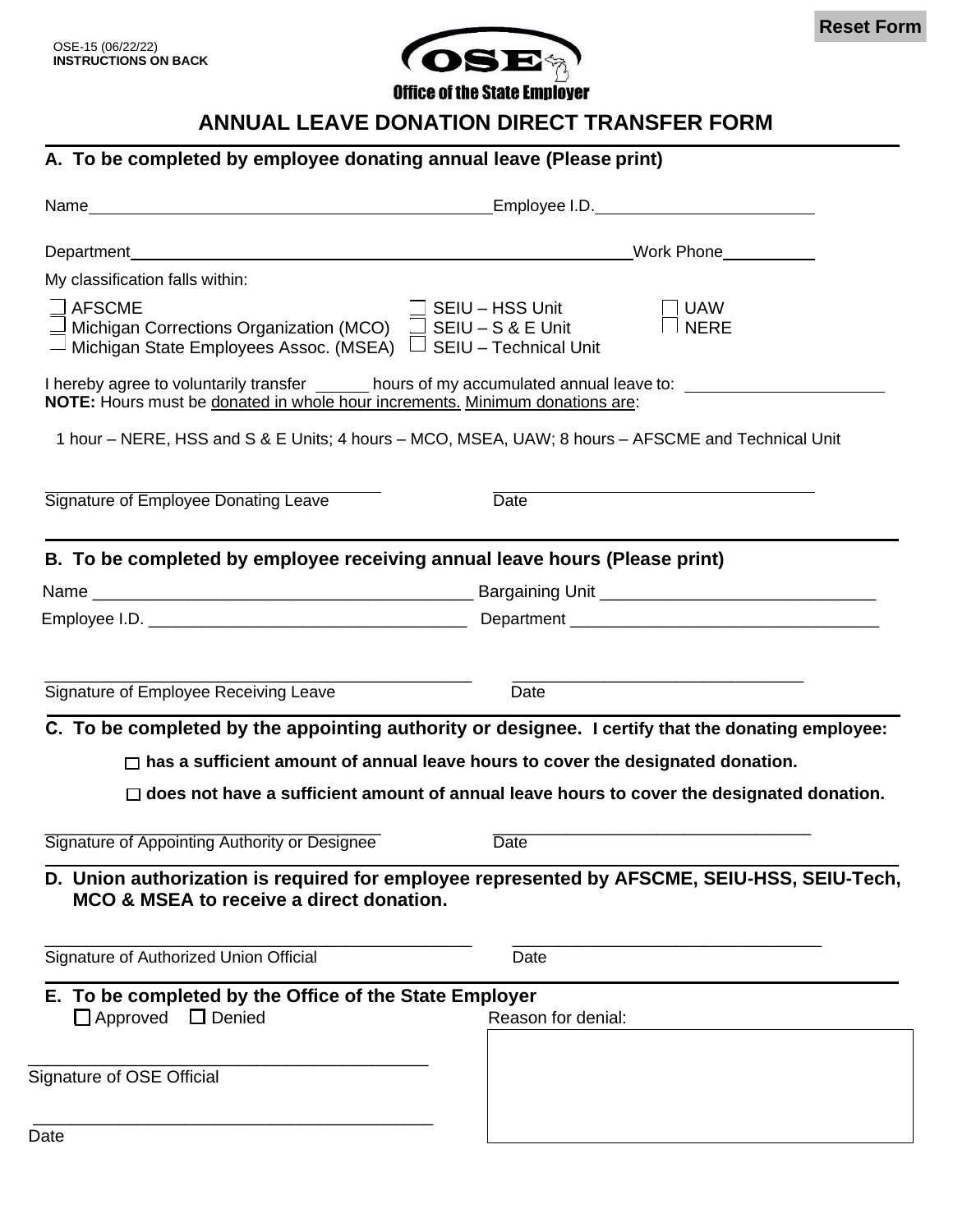OSE-15 (06/22/22)
**INSTRUCTIONS ON BACK**

Office of the State Employer

# ANNUAL LEAVE DONATION DIRECT TRANSFER FORM

## A. To be completed by employee donating annual leave (Please print)

Name\_\_\_\_\_\_\_\_\_\_\_\_\_\_\_\_\_\_\_\_\_\_\_\_\_\_\_\_\_\_\_\_\_\_\_\_\_\_\_\_ Employee I.D.\_\_\_\_\_\_\_\_\_\_\_\_\_\_\_\_\_\_\_\_\_\_

Department\_\_\_\_\_\_\_\_\_\_\_\_\_\_\_\_\_\_\_\_\_\_\_\_\_\_\_\_\_\_\_\_\_\_\_\_\_\_\_\_\_\_\_\_\_\_\_\_\_\_ Work Phone\_\_\_\_\_\_\_\_\_\_

My classification falls within:

- ☐ AFSCME
- ☐ Michigan Corrections Organization (MCO)
- ☐ Michigan State Employees Assoc. (MSEA)
- ☐ SEIU – HSS Unit
- ☐ SEIU – S & E Unit
- ☐ SEIU – Technical Unit
- ☐ UAW
- ☐ NERE

I hereby agree to voluntarily transfer \_\_\_\_\_\_ hours of my accumulated annual leave to: \_\_\_\_\_\_\_\_\_\_\_\_\_\_\_\_\_\_\_\_\_\_
**NOTE:** Hours must be donated in whole hour increments. Minimum donations are:

1 hour – NERE, HSS and S & E Units; 4 hours – MCO, MSEA, UAW; 8 hours – AFSCME and Technical Unit

\_\_\_\_\_\_\_\_\_\_\_\_\_\_\_\_\_\_\_\_\_\_\_\_\_\_\_\_\_\_\_\_\_\_\_\_\_ \_\_\_\_\_\_\_\_\_\_\_\_\_\_\_\_\_\_\_\_\_\_\_\_\_\_\_\_\_\_\_\_\_\_\_\_
Signature of Employee Donating Leave Date

## B. To be completed by employee receiving annual leave hours (Please print)

Name \_\_\_\_\_\_\_\_\_\_\_\_\_\_\_\_\_\_\_\_\_\_\_\_\_\_\_\_\_\_\_\_\_\_\_\_\_\_\_\_ Bargaining Unit \_\_\_\_\_\_\_\_\_\_\_\_\_\_\_\_\_\_\_\_\_\_\_\_\_\_\_\_\_\_

Employee I.D. \_\_\_\_\_\_\_\_\_\_\_\_\_\_\_\_\_\_\_\_\_\_\_\_\_\_\_\_\_\_\_\_\_\_\_ Department \_\_\_\_\_\_\_\_\_\_\_\_\_\_\_\_\_\_\_\_\_\_\_\_\_\_\_\_\_\_\_\_\_\_

\_\_\_\_\_\_\_\_\_\_\_\_\_\_\_\_\_\_\_\_\_\_\_\_\_\_\_\_\_\_\_\_\_\_\_\_\_\_\_\_\_\_\_\_\_\_ \_\_\_\_\_\_\_\_\_\_\_\_\_\_\_\_\_\_\_\_\_\_\_\_\_\_\_\_\_\_\_\_
Signature of Employee Receiving Leave Date

## C. To be completed by the appointing authority or designee. I certify that the donating employee:

- ☐ **has a sufficient amount of annual leave hours to cover the designated donation.**
- ☐ **does not have a sufficient amount of annual leave hours to cover the designated donation.**

\_\_\_\_\_\_\_\_\_\_\_\_\_\_\_\_\_\_\_\_\_\_\_\_\_\_\_\_\_\_\_\_\_\_\_\_\_ \_\_\_\_\_\_\_\_\_\_\_\_\_\_\_\_\_\_\_\_\_\_\_\_\_\_\_\_\_\_\_\_\_\_\_
Signature of Appointing Authority or Designee Date

## D. Union authorization is required for employee represented by AFSCME, SEIU-HSS, SEIU-Tech, MCO & MSEA to receive a direct donation.

\_\_\_\_\_\_\_\_\_\_\_\_\_\_\_\_\_\_\_\_\_\_\_\_\_\_\_\_\_\_\_\_\_\_\_\_\_\_\_\_\_\_\_\_\_\_ \_\_\_\_\_\_\_\_\_\_\_\_\_\_\_\_\_\_\_\_\_\_\_\_\_\_\_\_\_\_\_\_\_\_
Signature of Authorized Union Official Date

## E. To be completed by the Office of the State Employer

☐ Approved ☐ Denied

Reason for denial:

\_\_\_\_\_\_\_\_\_\_\_\_\_\_\_\_\_\_\_\_\_\_\_\_\_\_\_\_\_\_\_\_\_\_\_\_\_\_\_\_\_\_\_\_
Signature of OSE Official

\_\_\_\_\_\_\_\_\_\_\_\_\_\_\_\_\_\_\_\_\_\_\_\_\_\_\_\_\_\_\_\_\_\_\_\_\_\_\_\_\_\_\_\_
Date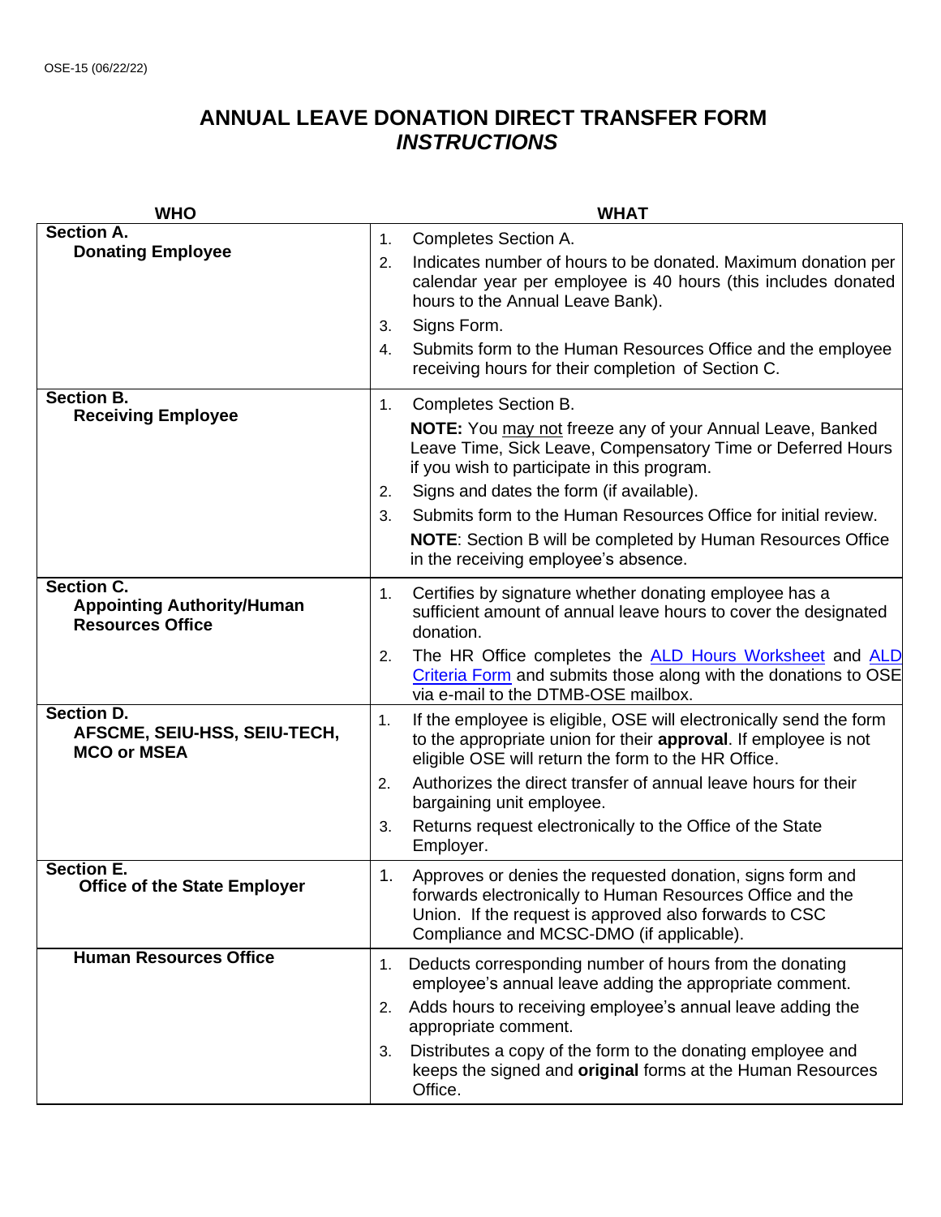OSE-15 (06/22/22)

# ANNUAL LEAVE DONATION DIRECT TRANSFER FORM
## *INSTRUCTIONS*

| WHO | WHAT |
|---|---|
| **Section A.** **Donating Employee** | 1. Completes Section A.<br>2. Indicates number of hours to be donated. Maximum donation per calendar year per employee is 40 hours (this includes donated hours to the Annual Leave Bank).<br>3. Signs Form.<br>4. Submits form to the Human Resources Office and the employee receiving hours for their completion of Section C. |
| **Section B.** **Receiving Employee** | 1. Completes Section B.<br>**NOTE:** You may not freeze any of your Annual Leave, Banked Leave Time, Sick Leave, Compensatory Time or Deferred Hours if you wish to participate in this program.<br>2. Signs and dates the form (if available).<br>3. Submits form to the Human Resources Office for initial review.<br>**NOTE**: Section B will be completed by Human Resources Office in the receiving employee's absence. |
| **Section C.** **Appointing Authority/Human Resources Office** | 1. Certifies by signature whether donating employee has a sufficient amount of annual leave hours to cover the designated donation.<br>2. The HR Office completes the ALD Hours Worksheet and ALD Criteria Form and submits those along with the donations to OSE via e-mail to the DTMB-OSE mailbox. |
| **Section D.** **AFSCME, SEIU-HSS, SEIU-TECH, MCO or MSEA** | 1. If the employee is eligible, OSE will electronically send the form to the appropriate union for their **approval**. If employee is not eligible OSE will return the form to the HR Office.<br>2. Authorizes the direct transfer of annual leave hours for their bargaining unit employee.<br>3. Returns request electronically to the Office of the State Employer. |
| **Section E.** **Office of the State Employer** | 1. Approves or denies the requested donation, signs form and forwards electronically to Human Resources Office and the Union. If the request is approved also forwards to CSC Compliance and MCSC-DMO (if applicable). |
| **Human Resources Office** | 1. Deducts corresponding number of hours from the donating employee's annual leave adding the appropriate comment.<br>2. Adds hours to receiving employee's annual leave adding the appropriate comment.<br>3. Distributes a copy of the form to the donating employee and keeps the signed and **original** forms at the Human Resources Office. |